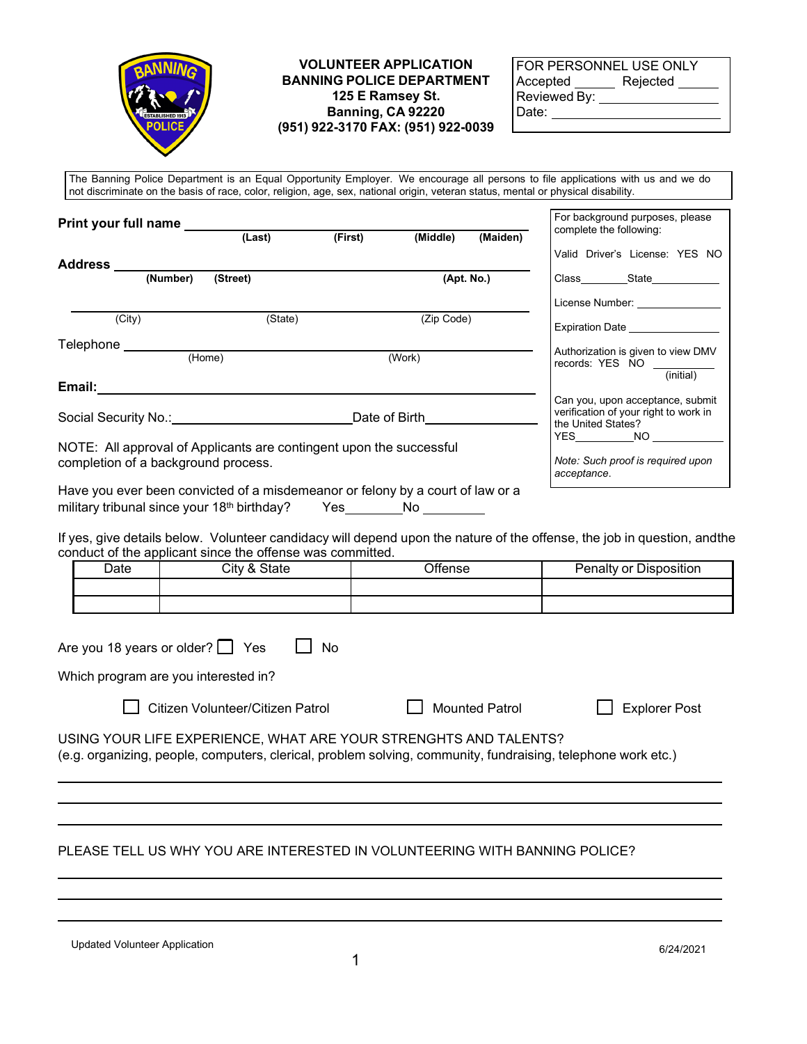**VOLUNTEER APPLICATION**
**BANNING POLICE DEPARTMENT**
**125 E Ramsey St.**
**Banning, CA 92220**
**(951) 922-3170 FAX: (951) 922-0039**

FOR PERSONNEL USE ONLY
Accepted ______ Rejected ______
Reviewed By: ________________
Date: ________________

The Banning Police Department is an Equal Opportunity Employer. We encourage all persons to file applications with us and we do not discriminate on the basis of race, color, religion, age, sex, national origin, veteran status, mental or physical disability.

**Print your full name** ________________________________________________
**(Last)** **(First)** **(Middle)** **(Maiden)**

**Address** ________________________________________________
**(Number)** **(Street)** **(Apt. No.)**

________________________________________________
(City) (State) (Zip Code)

Telephone ________________________________________________
(Home) (Work)

**Email:** ________________________________________________

Social Security No.:________________________ Date of Birth________________

NOTE: All approval of Applicants are contingent upon the successful completion of a background process.

For background purposes, please complete the following:

Valid Driver's License: YES NO

Class________State____________

License Number: ______________

Expiration Date ______________

Authorization is given to view DMV records: YES NO __________ (initial)

Can you, upon acceptance, submit verification of your right to work in the United States?
YES__________NO ____________

*Note: Such proof is required upon acceptance.*

Have you ever been convicted of a misdemeanor or felony by a court of law or a military tribunal since your 18th birthday? Yes________No _________

If yes, give details below. Volunteer candidacy will depend upon the nature of the offense, the job in question, andthe conduct of the applicant since the offense was committed.

| Date | City & State | Offense | Penalty or Disposition |
|---|---|---|---|
| | | | |
| | | | |

Are you 18 years or older? ☐ Yes ☐ No

Which program are you interested in?

☐ Citizen Volunteer/Citizen Patrol ☐ Mounted Patrol ☐ Explorer Post

USING YOUR LIFE EXPERIENCE, WHAT ARE YOUR STRENGHTS AND TALENTS?
(e.g. organizing, people, computers, clerical, problem solving, community, fundraising, telephone work etc.)

________________________________________________

________________________________________________

________________________________________________

PLEASE TELL US WHY YOU ARE INTERESTED IN VOLUNTEERING WITH BANNING POLICE?

________________________________________________

________________________________________________

________________________________________________

Updated Volunteer Application 6/24/2021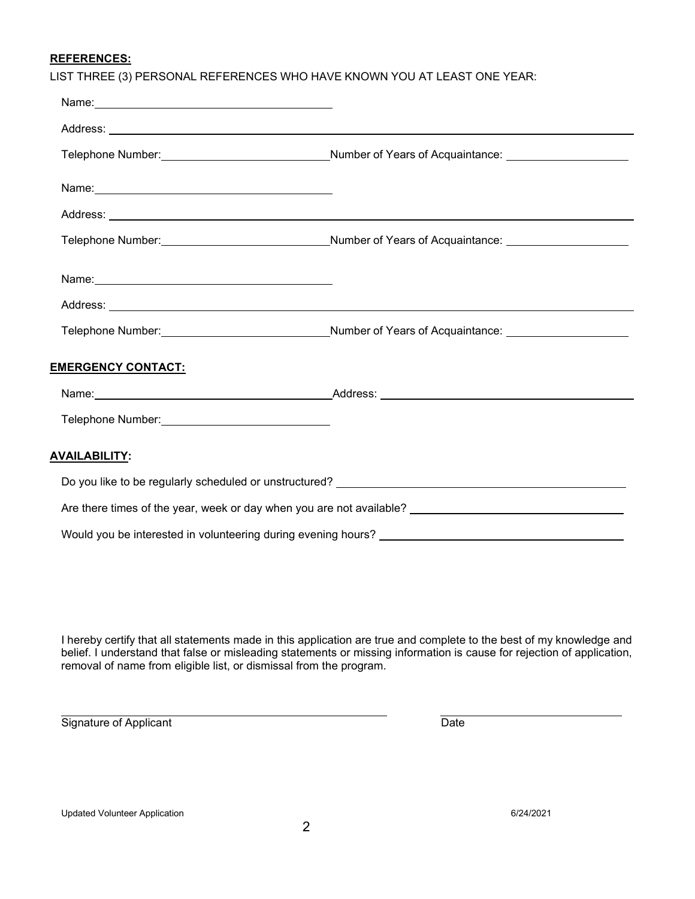**REFERENCES:**

LIST THREE (3) PERSONAL REFERENCES WHO HAVE KNOWN YOU AT LEAST ONE YEAR:

Name: ______________________________

Address: ______________________________________________________________

Telephone Number: ____________________ Number of Years of Acquaintance: ______________

Name: ______________________________

Address: ______________________________________________________________

Telephone Number: ____________________ Number of Years of Acquaintance: ______________

Name: ______________________________

Address: ______________________________________________________________

Telephone Number: ____________________ Number of Years of Acquaintance: ______________

**EMERGENCY CONTACT:**

Name: ______________________________ Address: ______________________________

Telephone Number: ____________________

**AVAILABILITY:**

Do you like to be regularly scheduled or unstructured? ______________________________

Are there times of the year, week or day when you are not available? ______________________________

Would you be interested in volunteering during evening hours? ______________________________

I hereby certify that all statements made in this application are true and complete to the best of my knowledge and belief. I understand that false or misleading statements or missing information is cause for rejection of application, removal of name from eligible list, or dismissal from the program.

______________________________ ______________________________

Signature of Applicant Date

Updated Volunteer Application 6/24/2021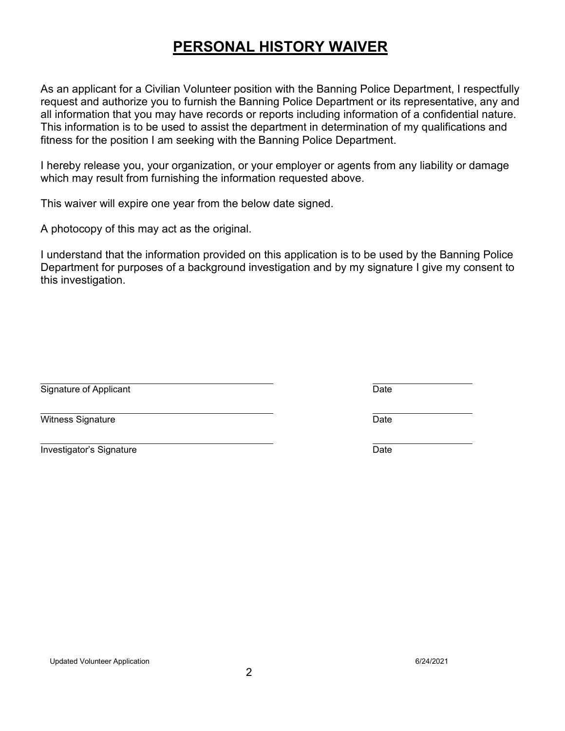# PERSONAL HISTORY WAIVER

As an applicant for a Civilian Volunteer position with the Banning Police Department, I respectfully request and authorize you to furnish the Banning Police Department or its representative, any and all information that you may have records or reports including information of a confidential nature. This information is to be used to assist the department in determination of my qualifications and fitness for the position I am seeking with the Banning Police Department.

I hereby release you, your organization, or your employer or agents from any liability or damage which may result from furnishing the information requested above.

This waiver will expire one year from the below date signed.

A photocopy of this may act as the original.

I understand that the information provided on this application is to be used by the Banning Police Department for purposes of a background investigation and by my signature I give my consent to this investigation.

_______________________________________ ____________________
Signature of Applicant Date

_______________________________________ ____________________
Witness Signature Date

_______________________________________ ____________________
Investigator's Signature Date

Updated Volunteer Application 6/24/2021